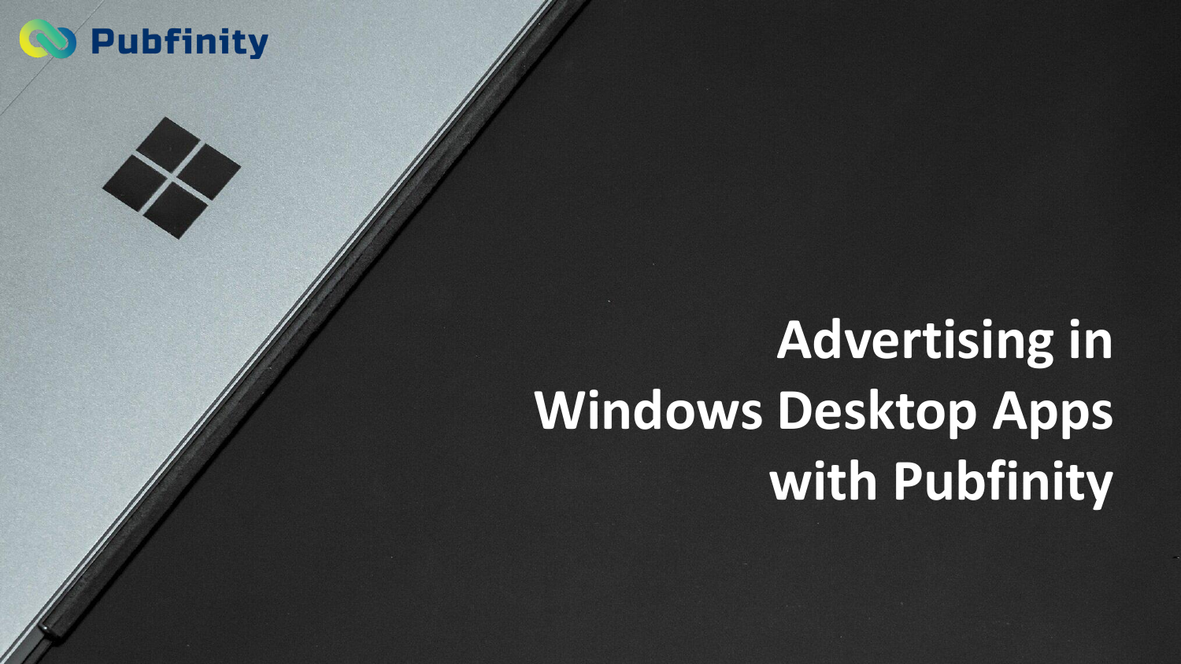Pubfinity

# Advertising in Windows Desktop Apps with Pubfinity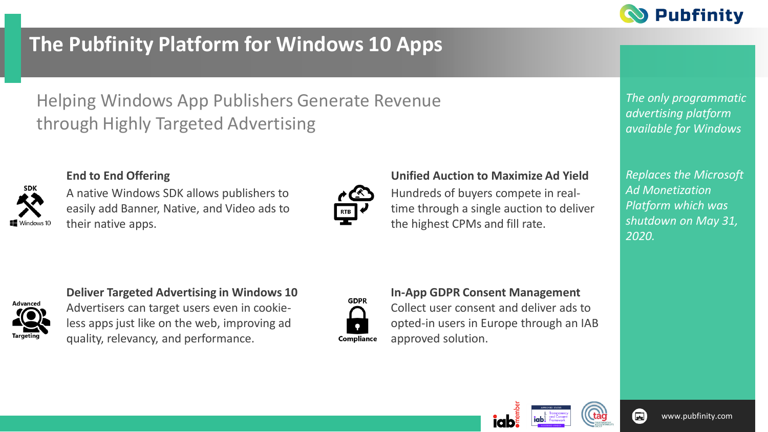# The Pubfinity Platform for Windows 10 Apps

## Helping Windows App Publishers Generate Revenue through Highly Targeted Advertising

### End to End Offering

A native Windows SDK allows publishers to easily add Banner, Native, and Video ads to their native apps.

### Unified Auction to Maximize Ad Yield

Hundreds of buyers compete in real-time through a single auction to deliver the highest CPMs and fill rate.

### Deliver Targeted Advertising in Windows 10

Advertisers can target users even in cookie-less apps just like on the web, improving ad quality, relevancy, and performance.

### In-App GDPR Consent Management

Collect user consent and deliver ads to opted-in users in Europe through an IAB approved solution.

*The only programmatic advertising platform available for Windows*

*Replaces the Microsoft Ad Monetization Platform which was shutdown on May 31, 2020.*

www.pubfinity.com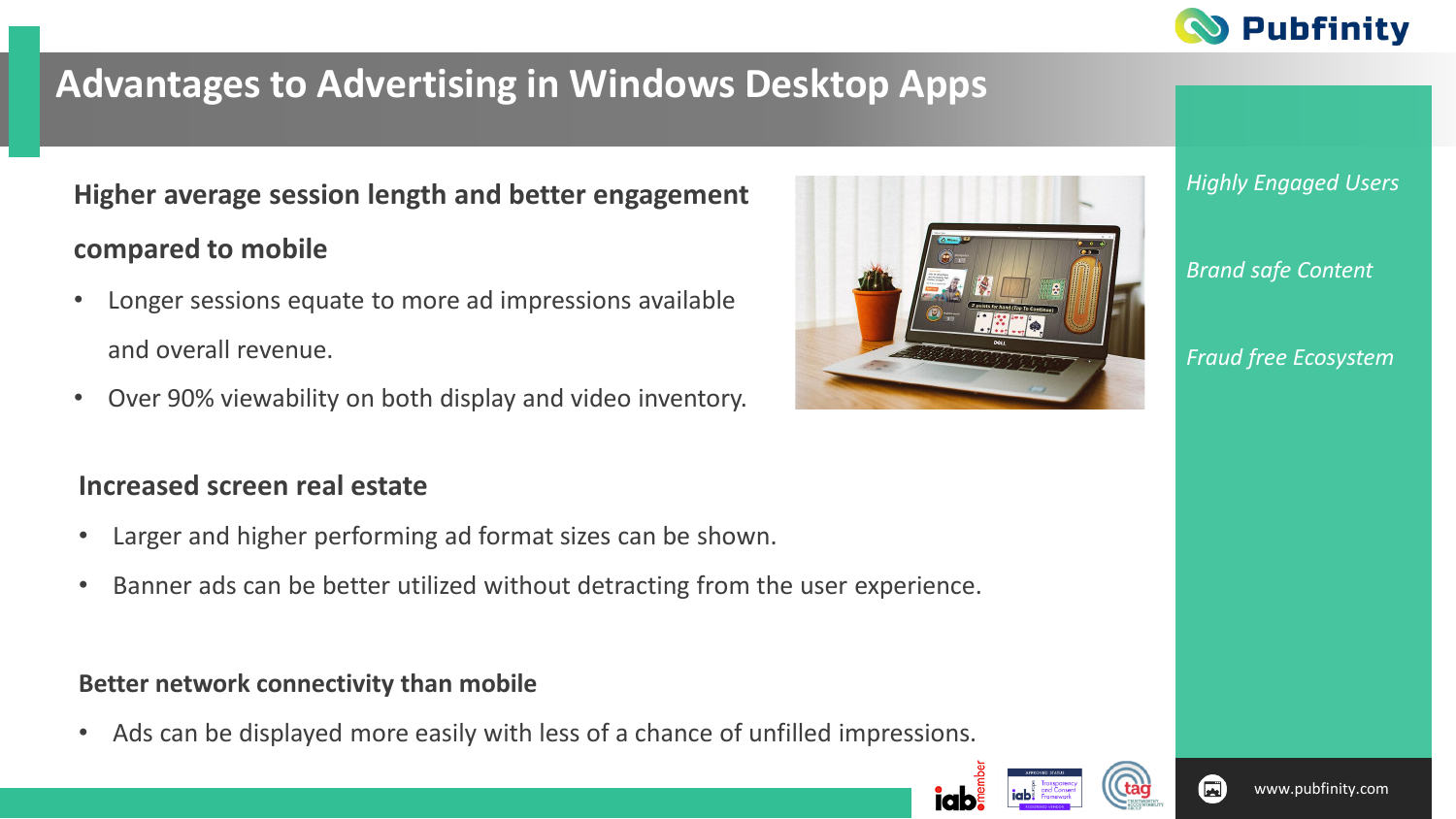# Advantages to Advertising in Windows Desktop Apps

**Higher average session length and better engagement compared to mobile**

- Longer sessions equate to more ad impressions available and overall revenue.
- Over 90% viewability on both display and video inventory.

**Increased screen real estate**

- Larger and higher performing ad format sizes can be shown.
- Banner ads can be better utilized without detracting from the user experience.

**Better network connectivity than mobile**

- Ads can be displayed more easily with less of a chance of unfilled impressions.

*Highly Engaged Users*

*Brand safe Content*

*Fraud free Ecosystem*

www.pubfinity.com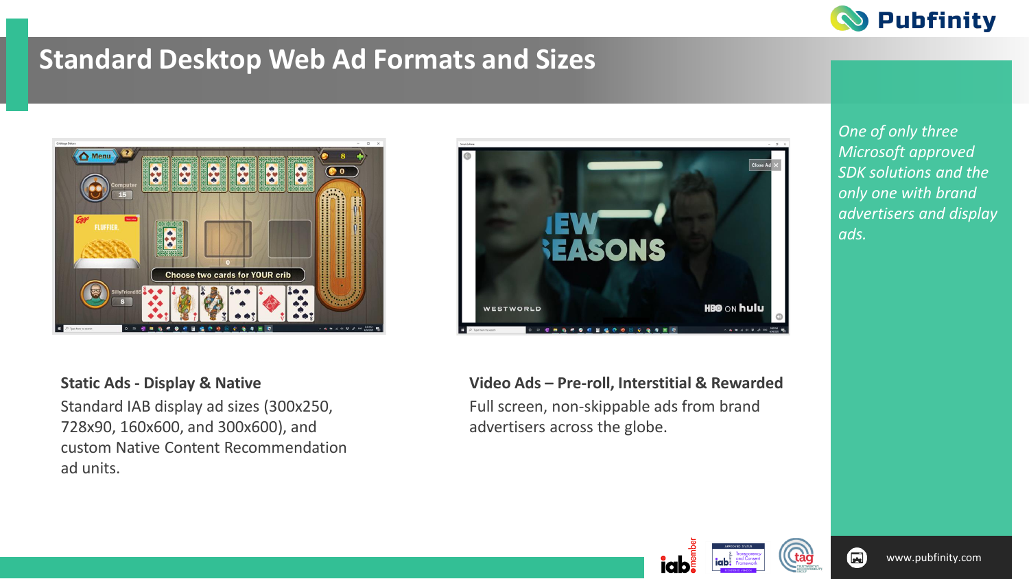# Standard Desktop Web Ad Formats and Sizes

**Static Ads - Display & Native**

Standard IAB display ad sizes (300x250, 728x90, 160x600, and 300x600), and custom Native Content Recommendation ad units.

**Video Ads – Pre-roll, Interstitial & Rewarded**

Full screen, non-skippable ads from brand advertisers across the globe.

*One of only three Microsoft approved SDK solutions and the only one with brand advertisers and display ads.*

www.pubfinity.com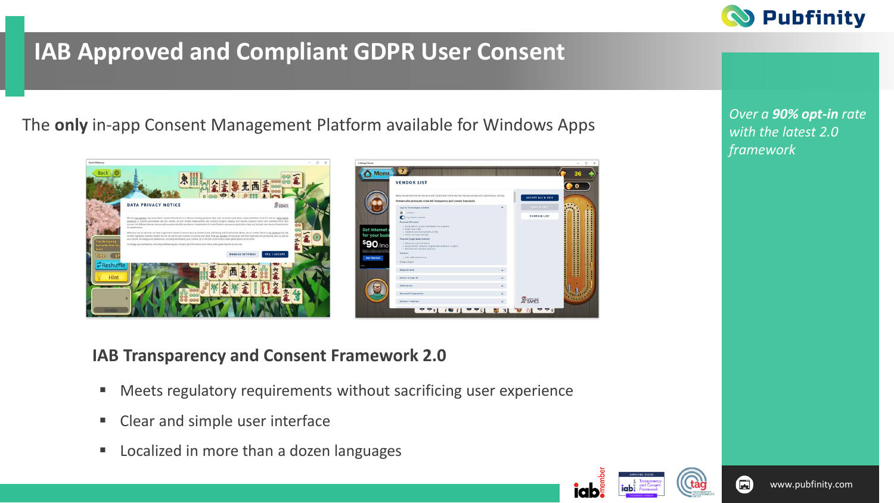# IAB Approved and Compliant GDPR User Consent

The **only** in-app Consent Management Platform available for Windows Apps

*Over a **90% opt-in** rate with the latest 2.0 framework*

### IAB Transparency and Consent Framework 2.0

- Meets regulatory requirements without sacrificing user experience
- Clear and simple user interface
- Localized in more than a dozen languages

www.pubfinity.com